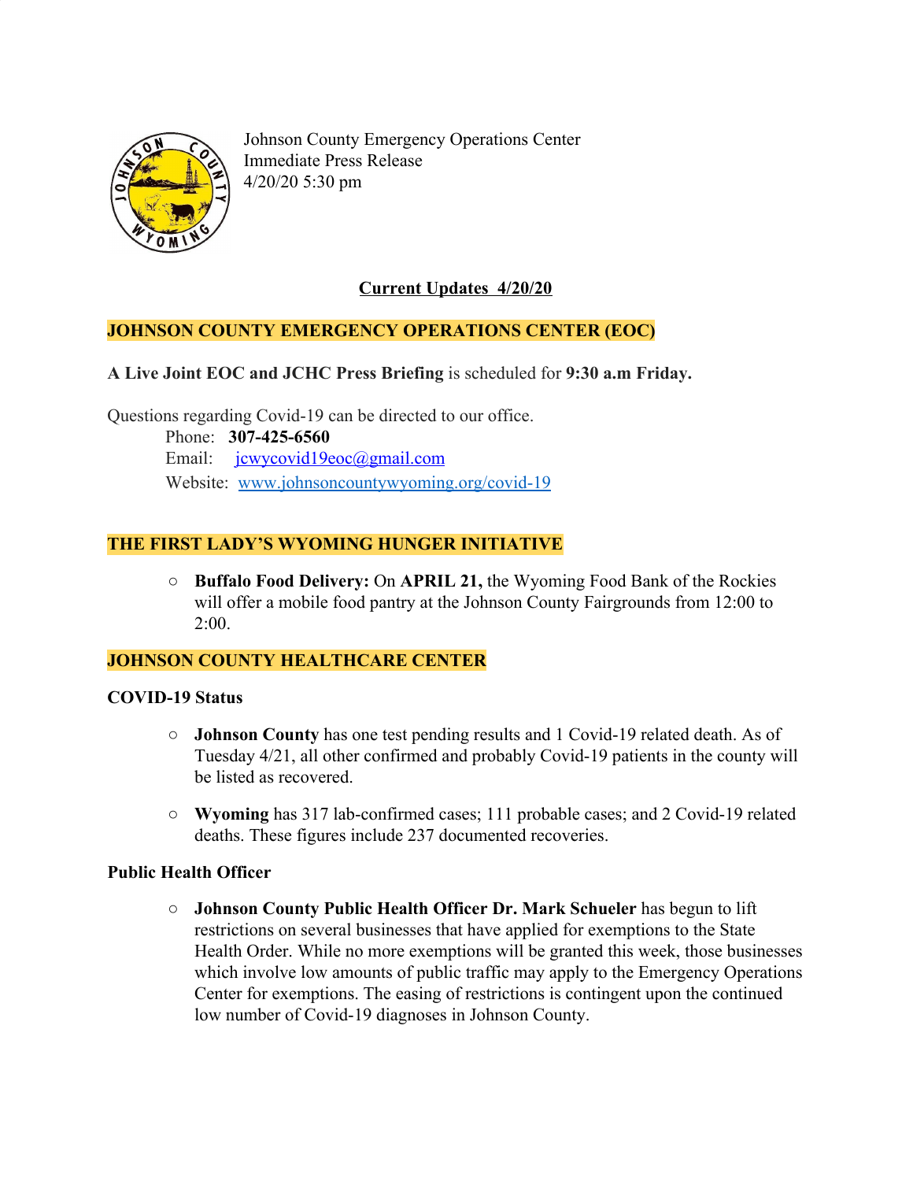Johnson County Emergency Operations Center
Immediate Press Release
4/20/20 5:30 pm

## Current Updates 4/20/20

### JOHNSON COUNTY EMERGENCY OPERATIONS CENTER (EOC)

**A Live Joint EOC and JCHC Press Briefing** is scheduled for **9:30 a.m Friday.**

Questions regarding Covid-19 can be directed to our office.

Phone: **307-425-6560**
Email: jcwycovid19eoc@gmail.com
Website: www.johnsoncountywyoming.org/covid-19

### THE FIRST LADY'S WYOMING HUNGER INITIATIVE

- **Buffalo Food Delivery:** On **APRIL 21,** the Wyoming Food Bank of the Rockies will offer a mobile food pantry at the Johnson County Fairgrounds from 12:00 to 2:00.

### JOHNSON COUNTY HEALTHCARE CENTER

**COVID-19 Status**

- **Johnson County** has one test pending results and 1 Covid-19 related death. As of Tuesday 4/21, all other confirmed and probably Covid-19 patients in the county will be listed as recovered.
- **Wyoming** has 317 lab-confirmed cases; 111 probable cases; and 2 Covid-19 related deaths. These figures include 237 documented recoveries.

**Public Health Officer**

- **Johnson County Public Health Officer Dr. Mark Schueler** has begun to lift restrictions on several businesses that have applied for exemptions to the State Health Order. While no more exemptions will be granted this week, those businesses which involve low amounts of public traffic may apply to the Emergency Operations Center for exemptions. The easing of restrictions is contingent upon the continued low number of Covid-19 diagnoses in Johnson County.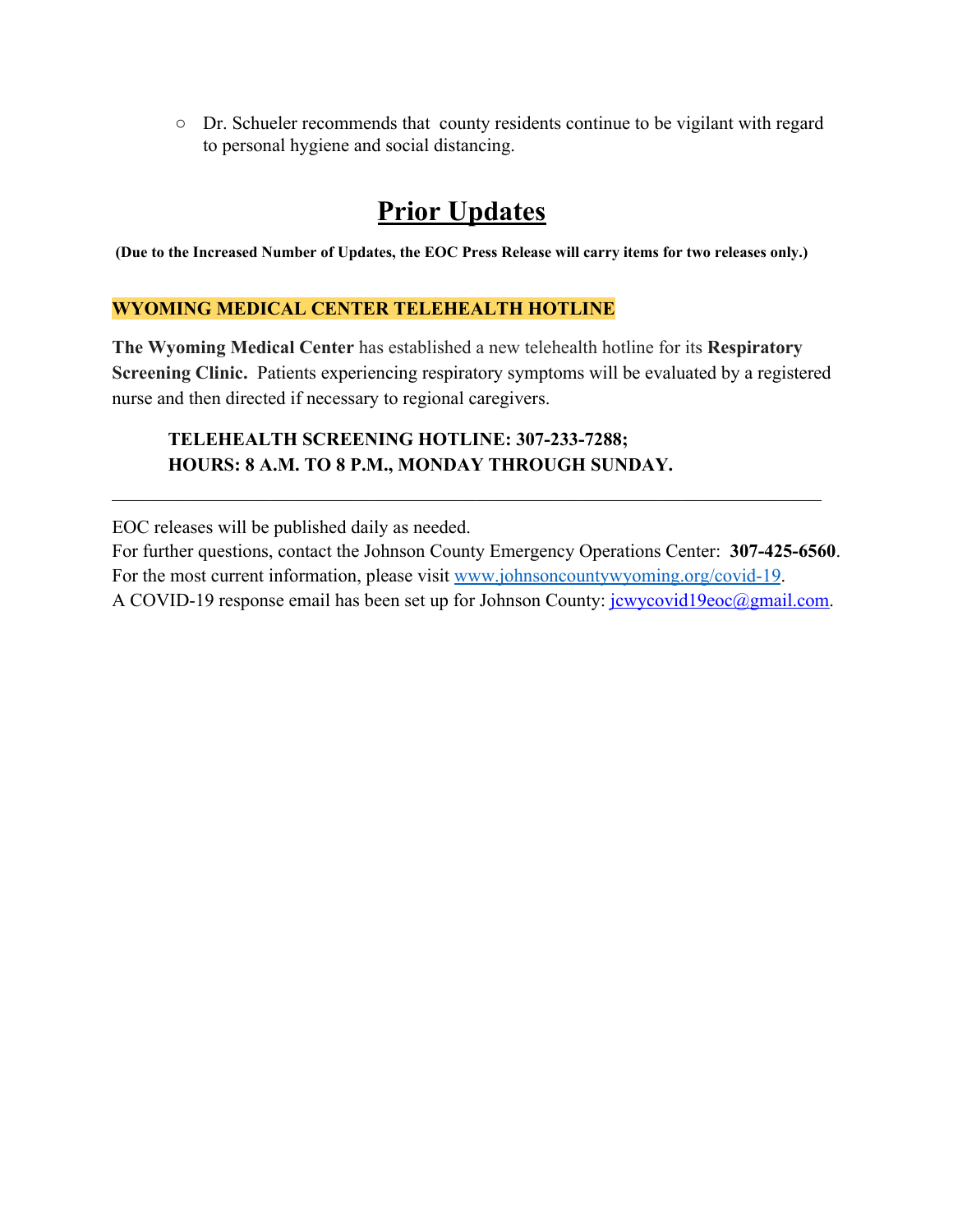- Dr. Schueler recommends that county residents continue to be vigilant with regard to personal hygiene and social distancing.

# Prior Updates

**(Due to the Increased Number of Updates, the EOC Press Release will carry items for two releases only.)**

### WYOMING MEDICAL CENTER TELEHEALTH HOTLINE

**The Wyoming Medical Center** has established a new telehealth hotline for its **Respiratory Screening Clinic.** Patients experiencing respiratory symptoms will be evaluated by a registered nurse and then directed if necessary to regional caregivers.

> **TELEHEALTH SCREENING HOTLINE: 307-233-7288;**
> **HOURS: 8 A.M. TO 8 P.M., MONDAY THROUGH SUNDAY.**

---

EOC releases will be published daily as needed.
For further questions, contact the Johnson County Emergency Operations Center: **307-425-6560**.
For the most current information, please visit www.johnsoncountywyoming.org/covid-19.
A COVID-19 response email has been set up for Johnson County: jcwycovid19eoc@gmail.com.